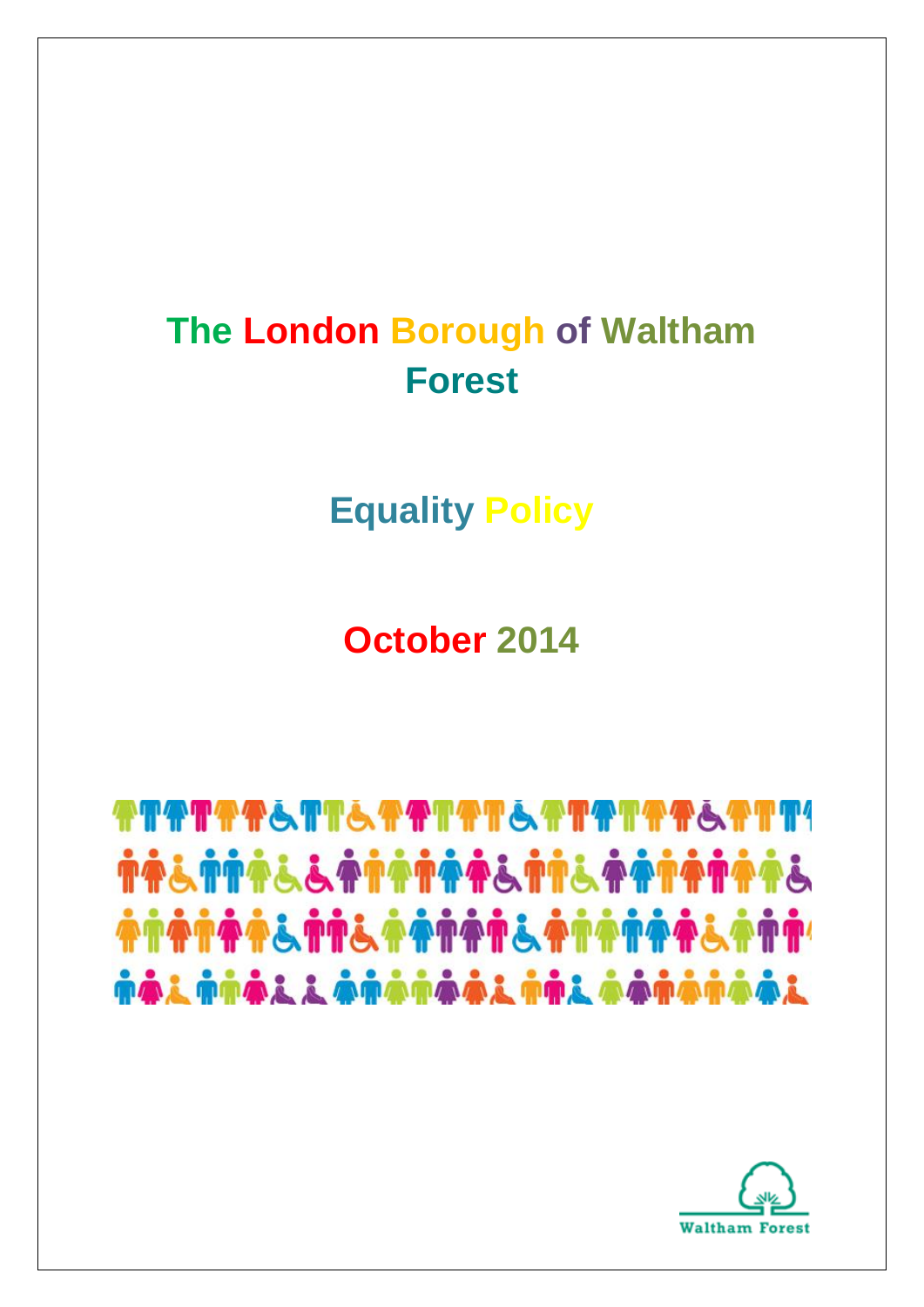# The London Borough of Waltham Forest

## Equality Policy

## October 2014

Waltham Forest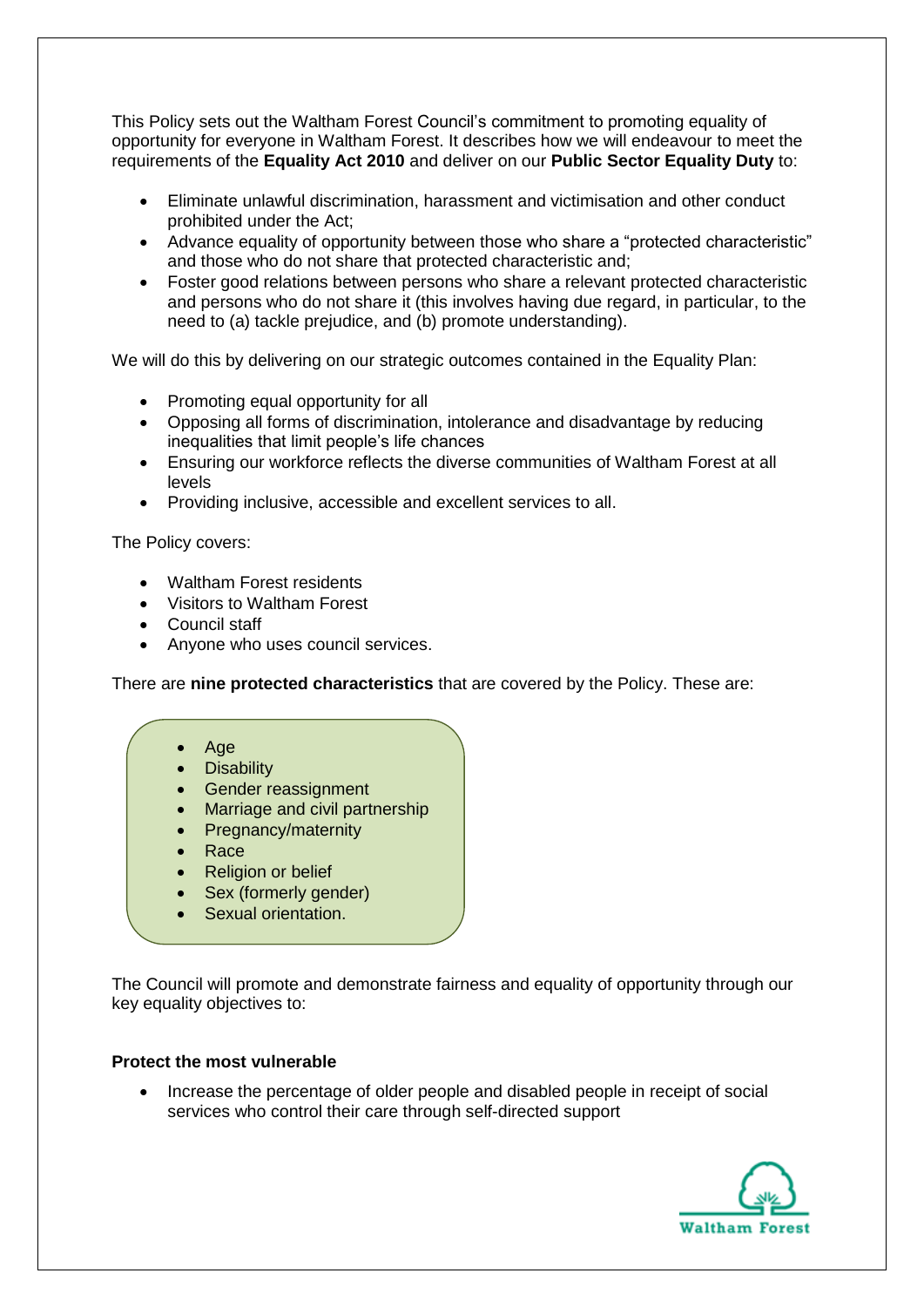This Policy sets out the Waltham Forest Council's commitment to promoting equality of opportunity for everyone in Waltham Forest. It describes how we will endeavour to meet the requirements of the **Equality Act 2010** and deliver on our **Public Sector Equality Duty** to:

- Eliminate unlawful discrimination, harassment and victimisation and other conduct prohibited under the Act;
- Advance equality of opportunity between those who share a "protected characteristic" and those who do not share that protected characteristic and;
- Foster good relations between persons who share a relevant protected characteristic and persons who do not share it (this involves having due regard, in particular, to the need to (a) tackle prejudice, and (b) promote understanding).

We will do this by delivering on our strategic outcomes contained in the Equality Plan:

- Promoting equal opportunity for all
- Opposing all forms of discrimination, intolerance and disadvantage by reducing inequalities that limit people's life chances
- Ensuring our workforce reflects the diverse communities of Waltham Forest at all levels
- Providing inclusive, accessible and excellent services to all.

The Policy covers:

- Waltham Forest residents
- Visitors to Waltham Forest
- Council staff
- Anyone who uses council services.

There are **nine protected characteristics** that are covered by the Policy. These are:

- Age
- Disability
- Gender reassignment
- Marriage and civil partnership
- Pregnancy/maternity
- Race
- Religion or belief
- Sex (formerly gender)
- Sexual orientation.

The Council will promote and demonstrate fairness and equality of opportunity through our key equality objectives to:

**Protect the most vulnerable**

- Increase the percentage of older people and disabled people in receipt of social services who control their care through self-directed support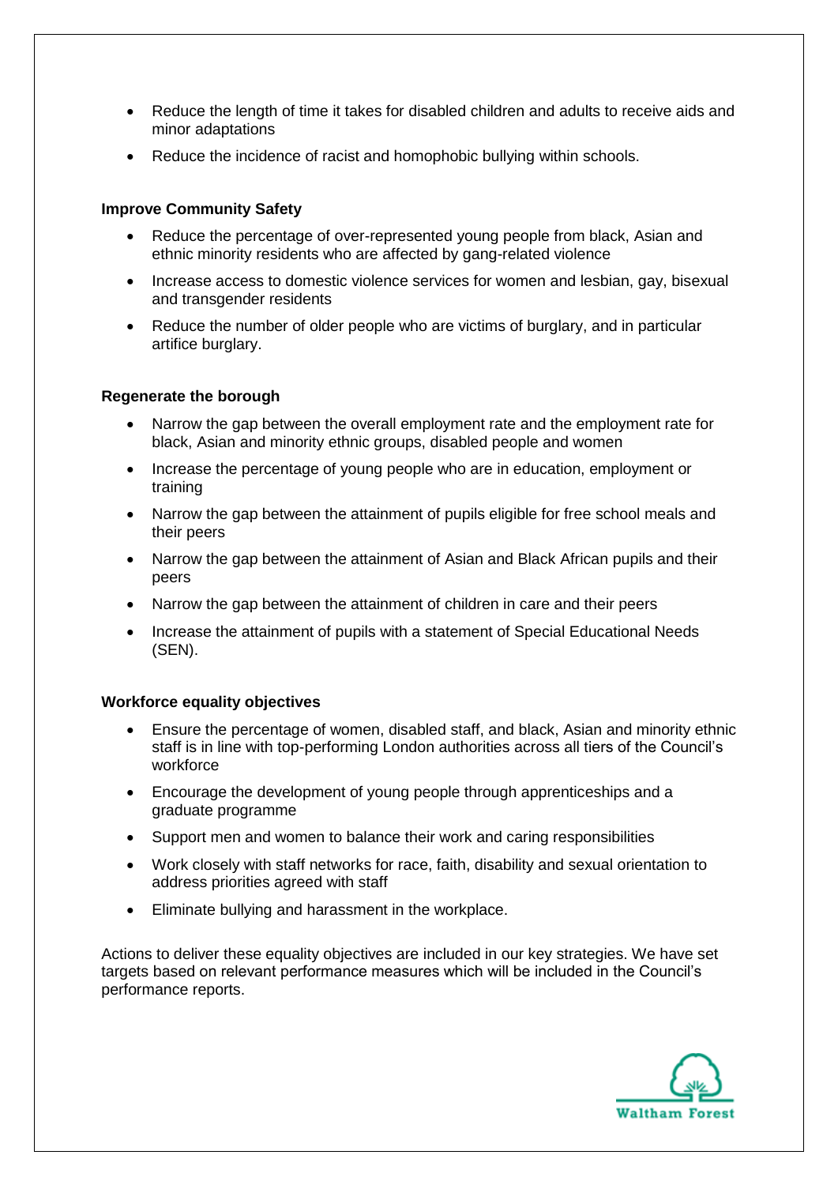- Reduce the length of time it takes for disabled children and adults to receive aids and minor adaptations
- Reduce the incidence of racist and homophobic bullying within schools.

**Improve Community Safety**

- Reduce the percentage of over-represented young people from black, Asian and ethnic minority residents who are affected by gang-related violence
- Increase access to domestic violence services for women and lesbian, gay, bisexual and transgender residents
- Reduce the number of older people who are victims of burglary, and in particular artifice burglary.

**Regenerate the borough**

- Narrow the gap between the overall employment rate and the employment rate for black, Asian and minority ethnic groups, disabled people and women
- Increase the percentage of young people who are in education, employment or training
- Narrow the gap between the attainment of pupils eligible for free school meals and their peers
- Narrow the gap between the attainment of Asian and Black African pupils and their peers
- Narrow the gap between the attainment of children in care and their peers
- Increase the attainment of pupils with a statement of Special Educational Needs (SEN).

**Workforce equality objectives**

- Ensure the percentage of women, disabled staff, and black, Asian and minority ethnic staff is in line with top-performing London authorities across all tiers of the Council's workforce
- Encourage the development of young people through apprenticeships and a graduate programme
- Support men and women to balance their work and caring responsibilities
- Work closely with staff networks for race, faith, disability and sexual orientation to address priorities agreed with staff
- Eliminate bullying and harassment in the workplace.

Actions to deliver these equality objectives are included in our key strategies. We have set targets based on relevant performance measures which will be included in the Council's performance reports.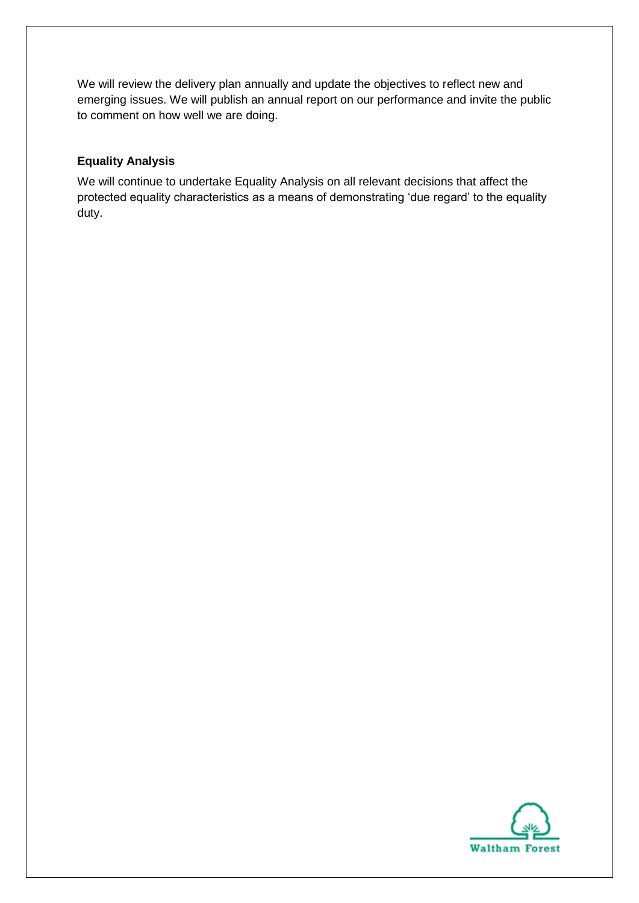We will review the delivery plan annually and update the objectives to reflect new and emerging issues. We will publish an annual report on our performance and invite the public to comment on how well we are doing.

**Equality Analysis**

We will continue to undertake Equality Analysis on all relevant decisions that affect the protected equality characteristics as a means of demonstrating 'due regard' to the equality duty.